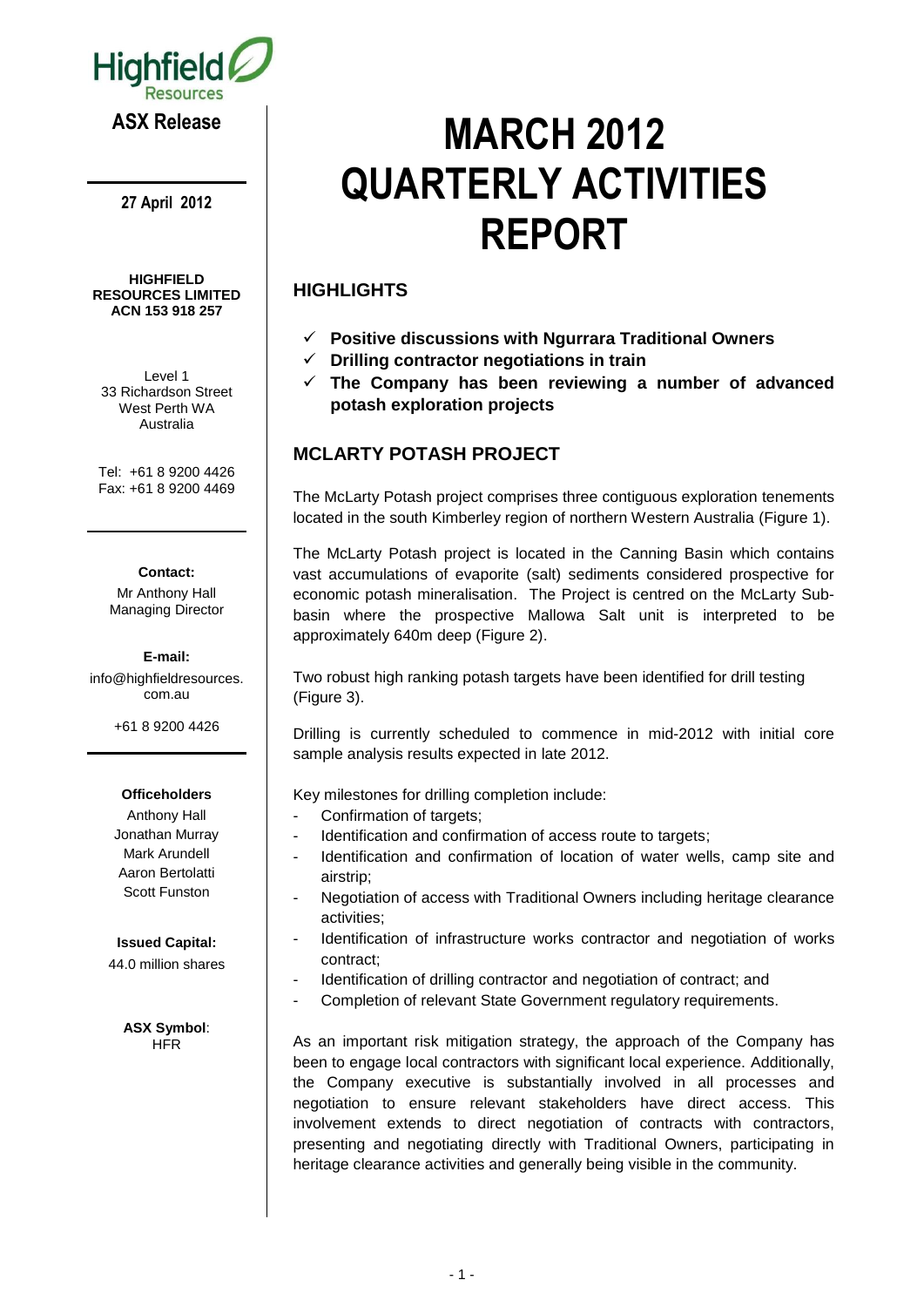Highfield Resources

**ASX Release**

**27 April 2012**

**HIGHFIELD RESOURCES LIMITED**
**ACN 153 918 257**

Level 1
33 Richardson Street
West Perth WA
Australia

Tel: +61 8 9200 4426
Fax: +61 8 9200 4469

**Contact:**
Mr Anthony Hall
Managing Director

**E-mail:**
info@highfieldresources.com.au

+61 8 9200 4426

**Officeholders**
Anthony Hall
Jonathan Murray
Mark Arundell
Aaron Bertolatti
Scott Funston

**Issued Capital:**
44.0 million shares

**ASX Symbol**:
HFR

# MARCH 2012 QUARTERLY ACTIVITIES REPORT

## HIGHLIGHTS

- ✓ **Positive discussions with Ngurrara Traditional Owners**
- ✓ **Drilling contractor negotiations in train**
- ✓ **The Company has been reviewing a number of advanced potash exploration projects**

## MCLARTY POTASH PROJECT

The McLarty Potash project comprises three contiguous exploration tenements located in the south Kimberley region of northern Western Australia (Figure 1).

The McLarty Potash project is located in the Canning Basin which contains vast accumulations of evaporite (salt) sediments considered prospective for economic potash mineralisation. The Project is centred on the McLarty Sub-basin where the prospective Mallowa Salt unit is interpreted to be approximately 640m deep (Figure 2).

Two robust high ranking potash targets have been identified for drill testing (Figure 3).

Drilling is currently scheduled to commence in mid-2012 with initial core sample analysis results expected in late 2012.

Key milestones for drilling completion include:

- Confirmation of targets;
- Identification and confirmation of access route to targets;
- Identification and confirmation of location of water wells, camp site and airstrip;
- Negotiation of access with Traditional Owners including heritage clearance activities;
- Identification of infrastructure works contractor and negotiation of works contract;
- Identification of drilling contractor and negotiation of contract; and
- Completion of relevant State Government regulatory requirements.

As an important risk mitigation strategy, the approach of the Company has been to engage local contractors with significant local experience. Additionally, the Company executive is substantially involved in all processes and negotiation to ensure relevant stakeholders have direct access. This involvement extends to direct negotiation of contracts with contractors, presenting and negotiating directly with Traditional Owners, participating in heritage clearance activities and generally being visible in the community.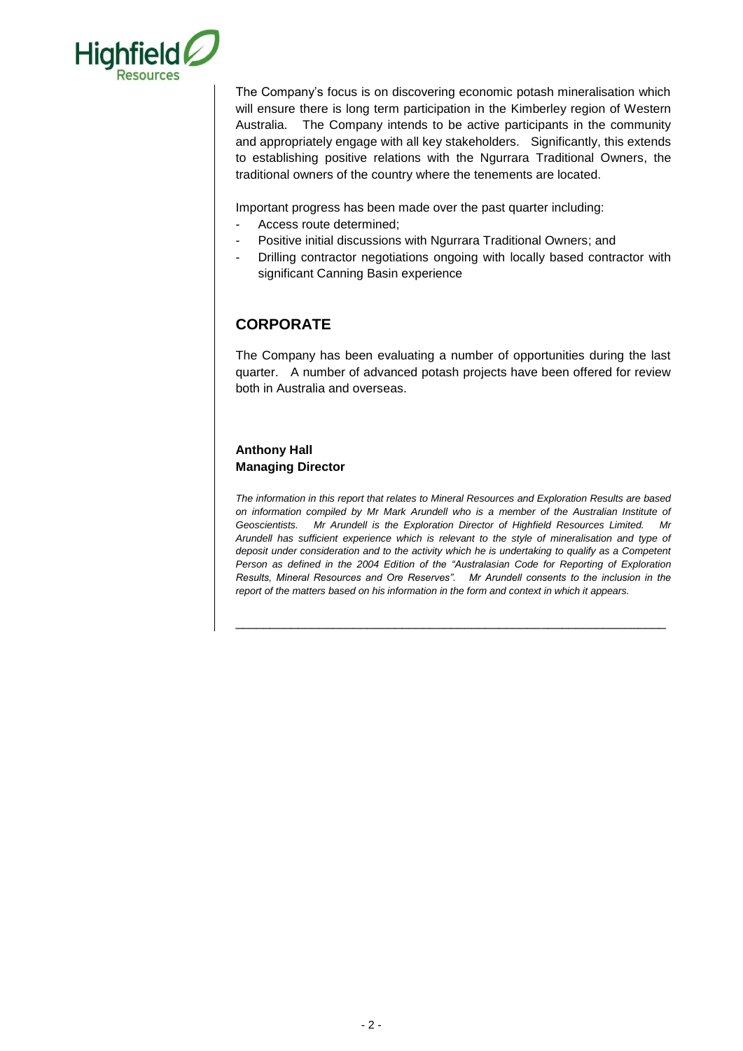The Company's focus is on discovering economic potash mineralisation which will ensure there is long term participation in the Kimberley region of Western Australia. The Company intends to be active participants in the community and appropriately engage with all key stakeholders. Significantly, this extends to establishing positive relations with the Ngurrara Traditional Owners, the traditional owners of the country where the tenements are located.

Important progress has been made over the past quarter including:

- Access route determined;
- Positive initial discussions with Ngurrara Traditional Owners; and
- Drilling contractor negotiations ongoing with locally based contractor with significant Canning Basin experience

## CORPORATE

The Company has been evaluating a number of opportunities during the last quarter. A number of advanced potash projects have been offered for review both in Australia and overseas.

**Anthony Hall**
**Managing Director**

*The information in this report that relates to Mineral Resources and Exploration Results are based on information compiled by Mr Mark Arundell who is a member of the Australian Institute of Geoscientists. Mr Arundell is the Exploration Director of Highfield Resources Limited. Mr Arundell has sufficient experience which is relevant to the style of mineralisation and type of deposit under consideration and to the activity which he is undertaking to qualify as a Competent Person as defined in the 2004 Edition of the "Australasian Code for Reporting of Exploration Results, Mineral Resources and Ore Reserves". Mr Arundell consents to the inclusion in the report of the matters based on his information in the form and context in which it appears.*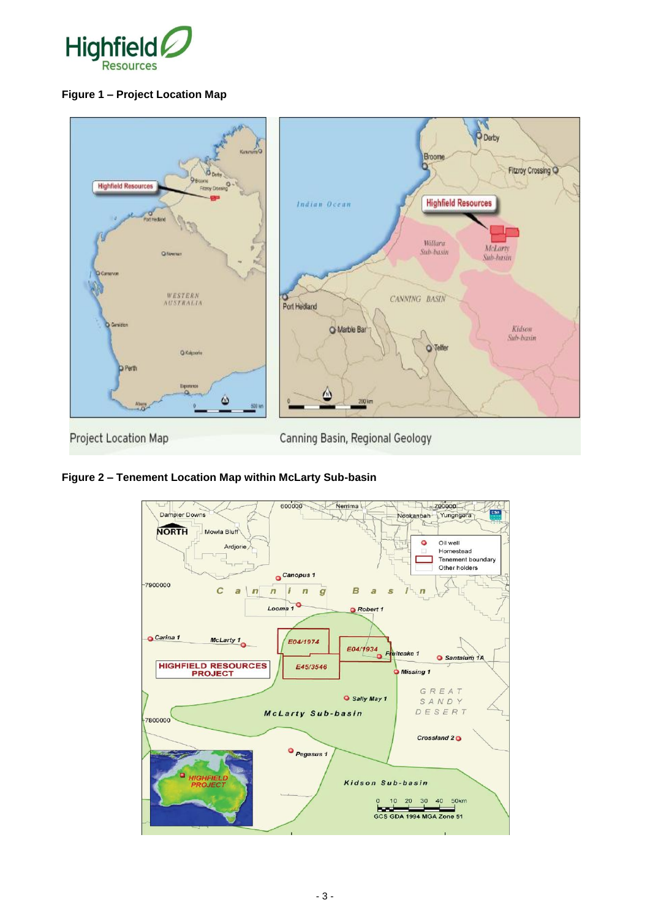**Figure 1 – Project Location Map**

Project Location Map

Canning Basin, Regional Geology

**Figure 2 – Tenement Location Map within McLarty Sub-basin**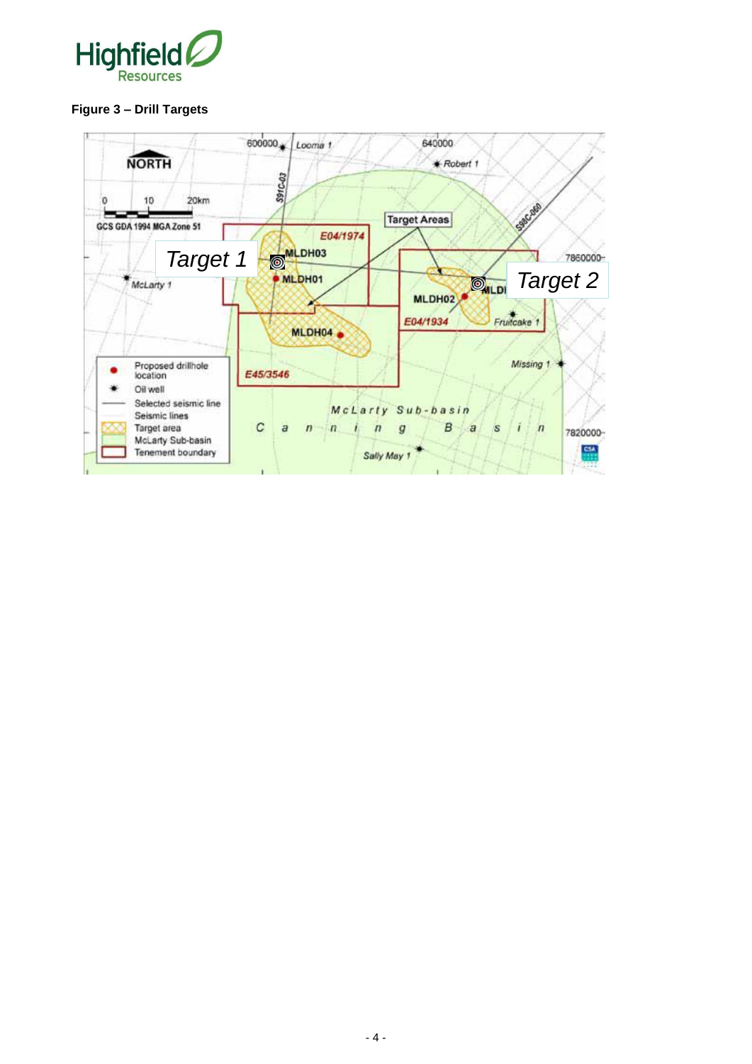**Figure 3 – Drill Targets**

NORTH

0 10 20km

GCS GDA 1994 MGA Zone 51

600000

640000

7860000

7820000

Looma 1

Robert 1

S91C-03

S98C-060

Target Areas

E04/1974

E04/1934

E45/3546

Target 1

Target 2

MLDH03

MLDH01

MLDH02

MLDH04

McLarty 1

Fruitcake 1

Missing 1

Sally May 1

McLarty Sub-basin

Canning Basin

Proposed drillhole location

Oil well

Selected seismic line

Seismic lines

Target area

McLarty Sub-basin

Tenement boundary